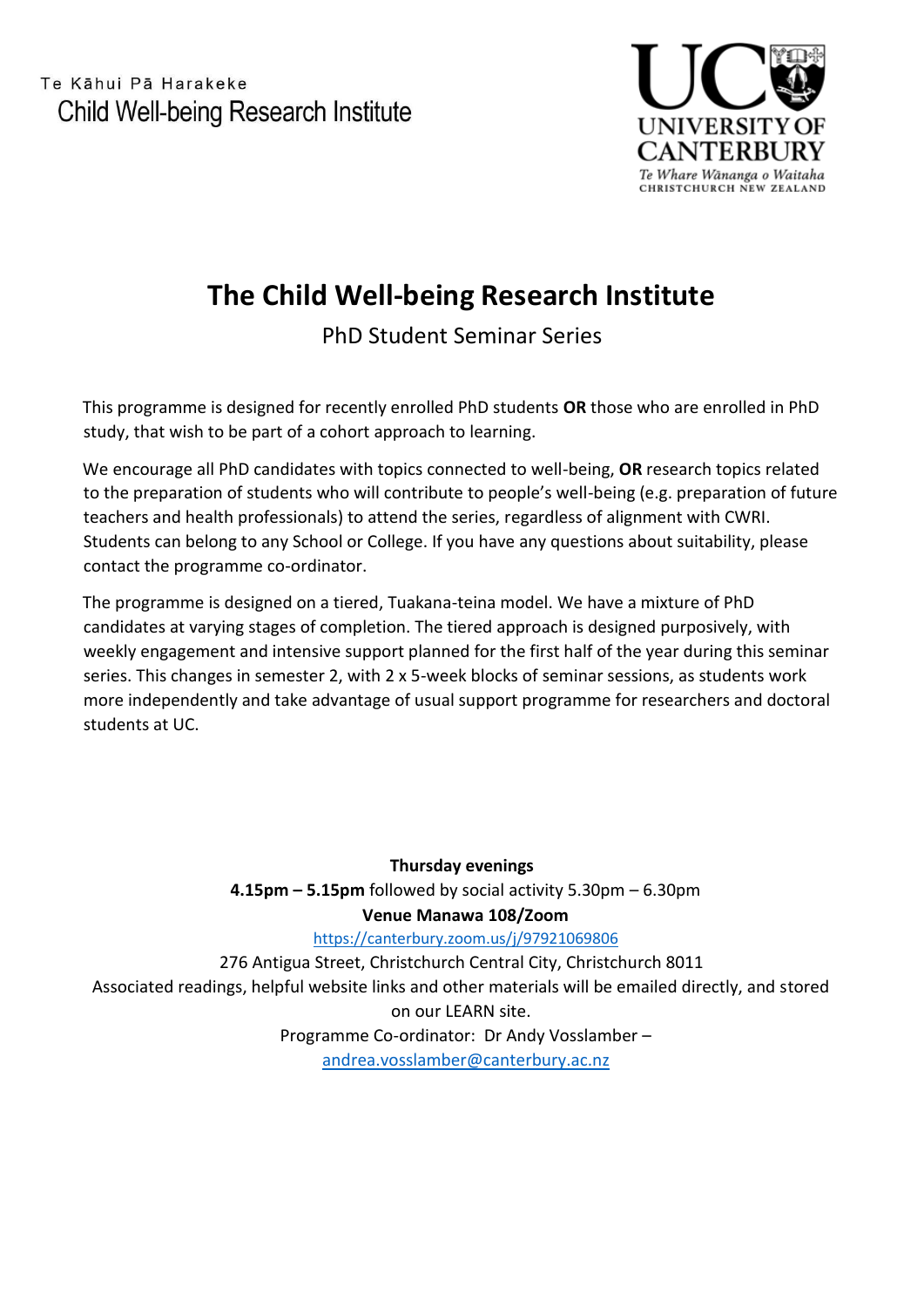Te Kāhui Pā Harakeke
Child Well-being Research Institute

UNIVERSITY OF CANTERBURY
Te Whare Wānanga o Waitaha
CHRISTCHURCH NEW ZEALAND

# The Child Well-being Research Institute

## PhD Student Seminar Series

This programme is designed for recently enrolled PhD students **OR** those who are enrolled in PhD study, that wish to be part of a cohort approach to learning.

We encourage all PhD candidates with topics connected to well-being, **OR** research topics related to the preparation of students who will contribute to people's well-being (e.g. preparation of future teachers and health professionals) to attend the series, regardless of alignment with CWRI. Students can belong to any School or College. If you have any questions about suitability, please contact the programme co-ordinator.

The programme is designed on a tiered, Tuakana-teina model. We have a mixture of PhD candidates at varying stages of completion. The tiered approach is designed purposively, with weekly engagement and intensive support planned for the first half of the year during this seminar series. This changes in semester 2, with 2 x 5-week blocks of seminar sessions, as students work more independently and take advantage of usual support programme for researchers and doctoral students at UC.

**Thursday evenings**
**4.15pm – 5.15pm** followed by social activity 5.30pm – 6.30pm
**Venue Manawa 108/Zoom**
https://canterbury.zoom.us/j/97921069806
276 Antigua Street, Christchurch Central City, Christchurch 8011
Associated readings, helpful website links and other materials will be emailed directly, and stored on our LEARN site.
Programme Co-ordinator: Dr Andy Vosslamber –
andrea.vosslamber@canterbury.ac.nz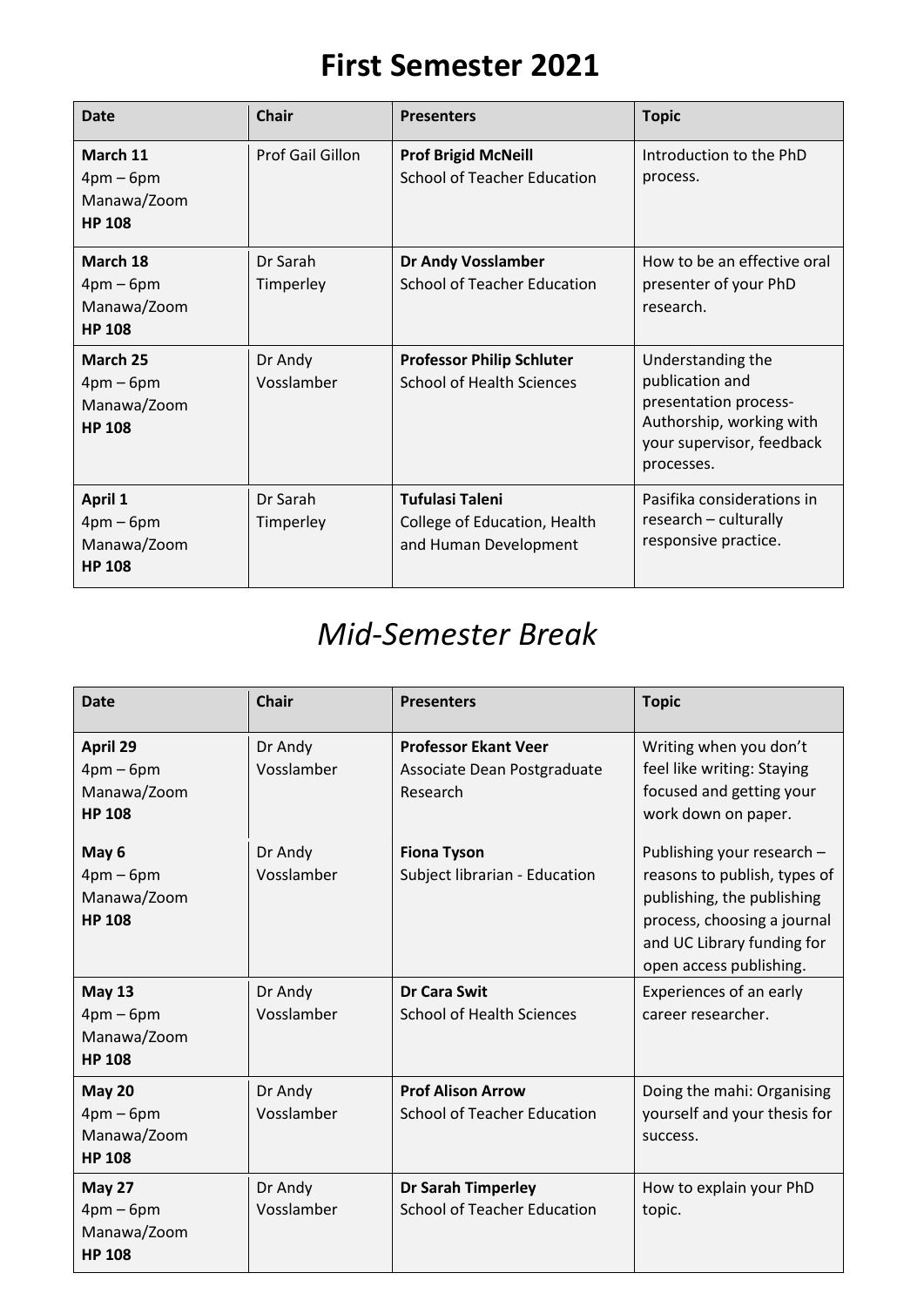# First Semester 2021

| Date | Chair | Presenters | Topic |
|---|---|---|---|
| **March 11**<br>4pm – 6pm<br>Manawa/Zoom<br>**HP 108** | Prof Gail Gillon | **Prof Brigid McNeill**<br>School of Teacher Education | Introduction to the PhD process. |
| **March 18**<br>4pm – 6pm<br>Manawa/Zoom<br>**HP 108** | Dr Sarah Timperley | **Dr Andy Vosslamber**<br>School of Teacher Education | How to be an effective oral presenter of your PhD research. |
| **March 25**<br>4pm – 6pm<br>Manawa/Zoom<br>**HP 108** | Dr Andy Vosslamber | **Professor Philip Schluter**<br>School of Health Sciences | Understanding the publication and presentation process- Authorship, working with your supervisor, feedback processes. |
| **April 1**<br>4pm – 6pm<br>Manawa/Zoom<br>**HP 108** | Dr Sarah Timperley | **Tufulasi Taleni**<br>College of Education, Health and Human Development | Pasifika considerations in research – culturally responsive practice. |

## *Mid-Semester Break*

| Date | Chair | Presenters | Topic |
|---|---|---|---|
| **April 29**<br>4pm – 6pm<br>Manawa/Zoom<br>**HP 108** | Dr Andy Vosslamber | **Professor Ekant Veer**<br>Associate Dean Postgraduate Research | Writing when you don't feel like writing: Staying focused and getting your work down on paper. |
| **May 6**<br>4pm – 6pm<br>Manawa/Zoom<br>**HP 108** | Dr Andy Vosslamber | **Fiona Tyson**<br>Subject librarian - Education | Publishing your research – reasons to publish, types of publishing, the publishing process, choosing a journal and UC Library funding for open access publishing. |
| **May 13**<br>4pm – 6pm<br>Manawa/Zoom<br>**HP 108** | Dr Andy Vosslamber | **Dr Cara Swit**<br>School of Health Sciences | Experiences of an early career researcher. |
| **May 20**<br>4pm – 6pm<br>Manawa/Zoom<br>**HP 108** | Dr Andy Vosslamber | **Prof Alison Arrow**<br>School of Teacher Education | Doing the mahi: Organising yourself and your thesis for success. |
| **May 27**<br>4pm – 6pm<br>Manawa/Zoom<br>**HP 108** | Dr Andy Vosslamber | **Dr Sarah Timperley**<br>School of Teacher Education | How to explain your PhD topic. |